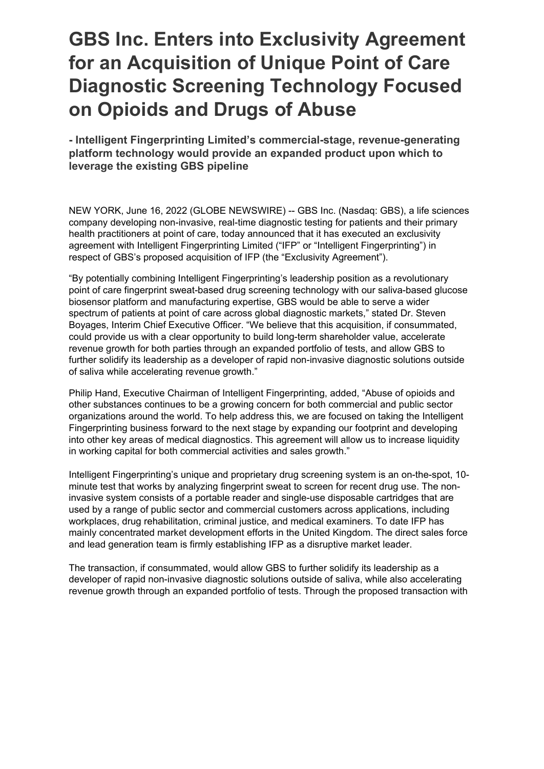# GBS Inc. Enters into Exclusivity Agreement for an Acquisition of Unique Point of Care Diagnostic Screening Technology Focused on Opioids and Drugs of Abuse

**- Intelligent Fingerprinting Limited's commercial-stage, revenue-generating platform technology would provide an expanded product upon which to leverage the existing GBS pipeline**

NEW YORK, June 16, 2022 (GLOBE NEWSWIRE) -- GBS Inc. (Nasdaq: GBS), a life sciences company developing non-invasive, real-time diagnostic testing for patients and their primary health practitioners at point of care, today announced that it has executed an exclusivity agreement with Intelligent Fingerprinting Limited ("IFP" or "Intelligent Fingerprinting") in respect of GBS's proposed acquisition of IFP (the "Exclusivity Agreement").

"By potentially combining Intelligent Fingerprinting's leadership position as a revolutionary point of care fingerprint sweat-based drug screening technology with our saliva-based glucose biosensor platform and manufacturing expertise, GBS would be able to serve a wider spectrum of patients at point of care across global diagnostic markets," stated Dr. Steven Boyages, Interim Chief Executive Officer. "We believe that this acquisition, if consummated, could provide us with a clear opportunity to build long-term shareholder value, accelerate revenue growth for both parties through an expanded portfolio of tests, and allow GBS to further solidify its leadership as a developer of rapid non-invasive diagnostic solutions outside of saliva while accelerating revenue growth."

Philip Hand, Executive Chairman of Intelligent Fingerprinting, added, "Abuse of opioids and other substances continues to be a growing concern for both commercial and public sector organizations around the world. To help address this, we are focused on taking the Intelligent Fingerprinting business forward to the next stage by expanding our footprint and developing into other key areas of medical diagnostics. This agreement will allow us to increase liquidity in working capital for both commercial activities and sales growth."

Intelligent Fingerprinting's unique and proprietary drug screening system is an on-the-spot, 10-minute test that works by analyzing fingerprint sweat to screen for recent drug use. The non-invasive system consists of a portable reader and single-use disposable cartridges that are used by a range of public sector and commercial customers across applications, including workplaces, drug rehabilitation, criminal justice, and medical examiners. To date IFP has mainly concentrated market development efforts in the United Kingdom. The direct sales force and lead generation team is firmly establishing IFP as a disruptive market leader.

The transaction, if consummated, would allow GBS to further solidify its leadership as a developer of rapid non-invasive diagnostic solutions outside of saliva, while also accelerating revenue growth through an expanded portfolio of tests. Through the proposed transaction with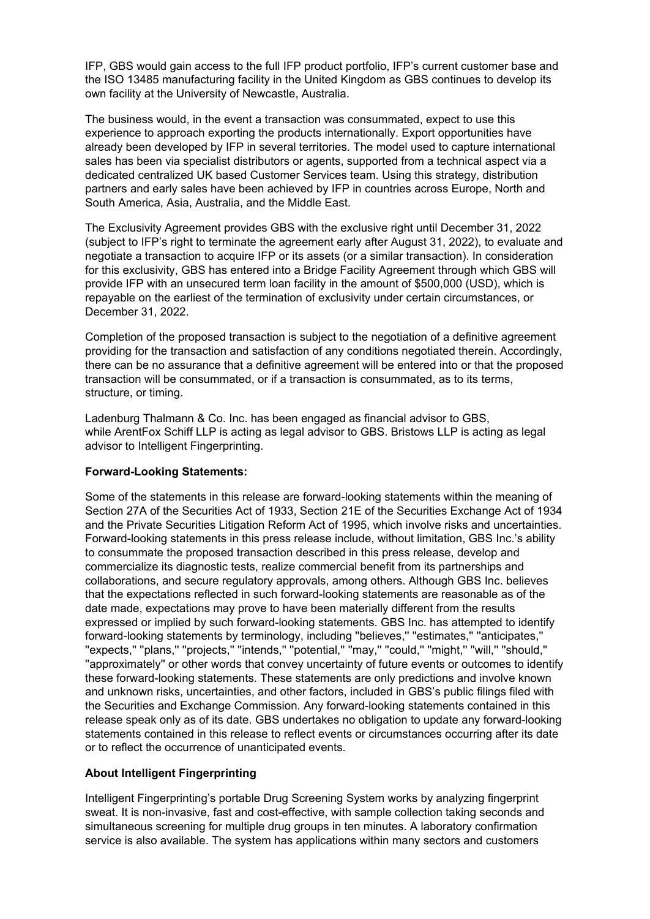IFP, GBS would gain access to the full IFP product portfolio, IFP's current customer base and the ISO 13485 manufacturing facility in the United Kingdom as GBS continues to develop its own facility at the University of Newcastle, Australia.

The business would, in the event a transaction was consummated, expect to use this experience to approach exporting the products internationally. Export opportunities have already been developed by IFP in several territories. The model used to capture international sales has been via specialist distributors or agents, supported from a technical aspect via a dedicated centralized UK based Customer Services team. Using this strategy, distribution partners and early sales have been achieved by IFP in countries across Europe, North and South America, Asia, Australia, and the Middle East.

The Exclusivity Agreement provides GBS with the exclusive right until December 31, 2022 (subject to IFP's right to terminate the agreement early after August 31, 2022), to evaluate and negotiate a transaction to acquire IFP or its assets (or a similar transaction). In consideration for this exclusivity, GBS has entered into a Bridge Facility Agreement through which GBS will provide IFP with an unsecured term loan facility in the amount of $500,000 (USD), which is repayable on the earliest of the termination of exclusivity under certain circumstances, or December 31, 2022.

Completion of the proposed transaction is subject to the negotiation of a definitive agreement providing for the transaction and satisfaction of any conditions negotiated therein. Accordingly, there can be no assurance that a definitive agreement will be entered into or that the proposed transaction will be consummated, or if a transaction is consummated, as to its terms, structure, or timing.

Ladenburg Thalmann & Co. Inc. has been engaged as financial advisor to GBS, while ArentFox Schiff LLP is acting as legal advisor to GBS. Bristows LLP is acting as legal advisor to Intelligent Fingerprinting.

**Forward-Looking Statements:**

Some of the statements in this release are forward-looking statements within the meaning of Section 27A of the Securities Act of 1933, Section 21E of the Securities Exchange Act of 1934 and the Private Securities Litigation Reform Act of 1995, which involve risks and uncertainties. Forward-looking statements in this press release include, without limitation, GBS Inc.'s ability to consummate the proposed transaction described in this press release, develop and commercialize its diagnostic tests, realize commercial benefit from its partnerships and collaborations, and secure regulatory approvals, among others. Although GBS Inc. believes that the expectations reflected in such forward-looking statements are reasonable as of the date made, expectations may prove to have been materially different from the results expressed or implied by such forward-looking statements. GBS Inc. has attempted to identify forward-looking statements by terminology, including "believes," "estimates," "anticipates," "expects," "plans," "projects," "intends," "potential," "may," "could," "might," "will," "should," "approximately" or other words that convey uncertainty of future events or outcomes to identify these forward-looking statements. These statements are only predictions and involve known and unknown risks, uncertainties, and other factors, included in GBS's public filings filed with the Securities and Exchange Commission. Any forward-looking statements contained in this release speak only as of its date. GBS undertakes no obligation to update any forward-looking statements contained in this release to reflect events or circumstances occurring after its date or to reflect the occurrence of unanticipated events.

**About Intelligent Fingerprinting**

Intelligent Fingerprinting's portable Drug Screening System works by analyzing fingerprint sweat. It is non-invasive, fast and cost-effective, with sample collection taking seconds and simultaneous screening for multiple drug groups in ten minutes. A laboratory confirmation service is also available. The system has applications within many sectors and customers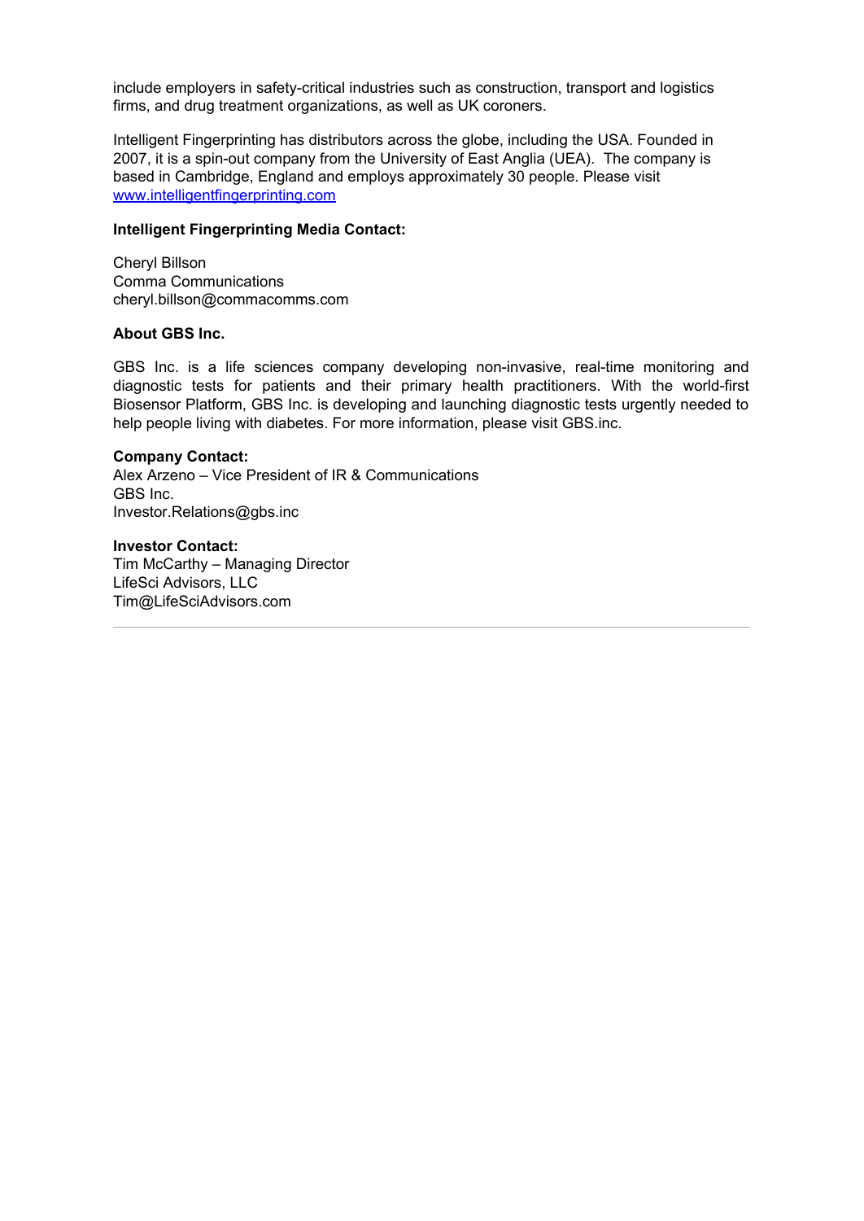include employers in safety-critical industries such as construction, transport and logistics firms, and drug treatment organizations, as well as UK coroners.

Intelligent Fingerprinting has distributors across the globe, including the USA. Founded in 2007, it is a spin-out company from the University of East Anglia (UEA). The company is based in Cambridge, England and employs approximately 30 people. Please visit [www.intelligentfingerprinting.com](http://www.intelligentfingerprinting.com)

**Intelligent Fingerprinting Media Contact:**

Cheryl Billson
Comma Communications
cheryl.billson@commacomms.com

**About GBS Inc.**

GBS Inc. is a life sciences company developing non-invasive, real-time monitoring and diagnostic tests for patients and their primary health practitioners. With the world-first Biosensor Platform, GBS Inc. is developing and launching diagnostic tests urgently needed to help people living with diabetes. For more information, please visit GBS.inc.

**Company Contact:**
Alex Arzeno – Vice President of IR & Communications
GBS Inc.
Investor.Relations@gbs.inc

**Investor Contact:**
Tim McCarthy – Managing Director
LifeSci Advisors, LLC
Tim@LifeSciAdvisors.com

---